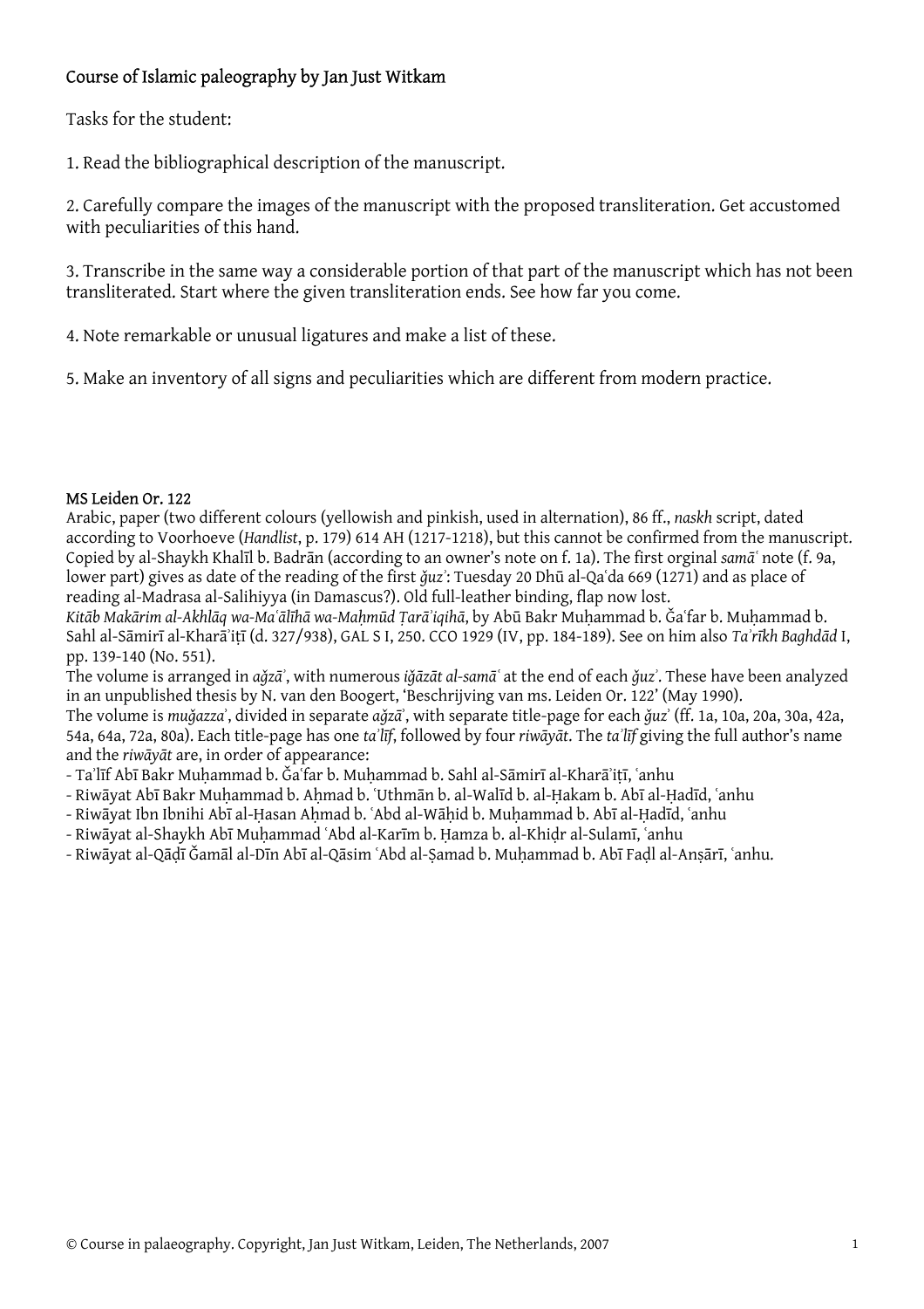# Course of Islamic paleography by Jan Just Witkam

Tasks for the student:

1. Read the bibliographical description of the manuscript.

2. Carefully compare the images of the manuscript with the proposed transliteration. Get accustomed with peculiarities of this hand.

3. Transcribe in the same way a considerable portion of that part of the manuscript which has not been transliterated. Start where the given transliteration ends. See how far you come.

4. Note remarkable or unusual ligatures and make a list of these.

5. Make an inventory of all signs and peculiarities which are different from modern practice.

## MS Leiden Or. 122

Arabic, paper (two different colours (yellowish and pinkish, used in alternation), 86 ff., *naskh* script, dated according to Voorhoeve (*Handlist*, p. 179) 614 AH (1217-1218), but this cannot be confirmed from the manuscript. Copied by al-Shaykh Khalīl b. Badrān (according to an owner's note on f. 1a). The first orginal *samāʿ* note (f. 9a, lower part) gives as date of the reading of the first *ǧuzʾ*: Tuesday 20 Dhū al-Qaʿda 669 (1271) and as place of reading al-Madrasa al-Salihiyya (in Damascus?). Old full-leather binding, flap now lost.
*Kitāb Makārim al-Akhlāq wa-Maʿālīhā wa-Maḥmūd Ṭarāʾiqihā*, by Abū Bakr Muḥammad b. Ǧaʿfar b. Muḥammad b. Sahl al-Sāmirī al-Kharāʾiṭī (d. 327/938), GAL S I, 250. CCO 1929 (IV, pp. 184-189). See on him also *Taʾrīkh Baghdād* I, pp. 139-140 (No. 551).
The volume is arranged in *aǧzāʾ*, with numerous *iǧāzāt al-samāʿ* at the end of each *ǧuzʾ*. These have been analyzed in an unpublished thesis by N. van den Boogert, 'Beschrijving van ms. Leiden Or. 122' (May 1990).
The volume is *muǧazzaʾ*, divided in separate *aǧzāʾ*, with separate title-page for each *ǧuzʾ* (ff. 1a, 10a, 20a, 30a, 42a, 54a, 64a, 72a, 80a). Each title-page has one *taʾlīf*, followed by four *riwāyāt*. The *taʾlīf* giving the full author's name and the *riwāyāt* are, in order of appearance:

- Taʾlīf Abī Bakr Muḥammad b. Ǧaʿfar b. Muḥammad b. Sahl al-Sāmirī al-Kharāʾiṭī, ʿanhu
- Riwāyat Abī Bakr Muḥammad b. Aḥmad b. ʿUthmān b. al-Walīd b. al-Ḥakam b. Abī al-Ḥadīd, ʿanhu
- Riwāyat Ibn Ibnihi Abī al-Ḥasan Aḥmad b. ʿAbd al-Wāḥid b. Muḥammad b. Abī al-Ḥadīd, ʿanhu
- Riwāyat al-Shaykh Abī Muḥammad ʿAbd al-Karīm b. Ḥamza b. al-Khiḍr al-Sulamī, ʿanhu
- Riwāyat al-Qāḍī Ǧamāl al-Dīn Abī al-Qāsim ʿAbd al-Ṣamad b. Muḥammad b. Abī Faḍl al-Anṣārī, ʿanhu.

© Course in palaeography. Copyright, Jan Just Witkam, Leiden, The Netherlands, 2007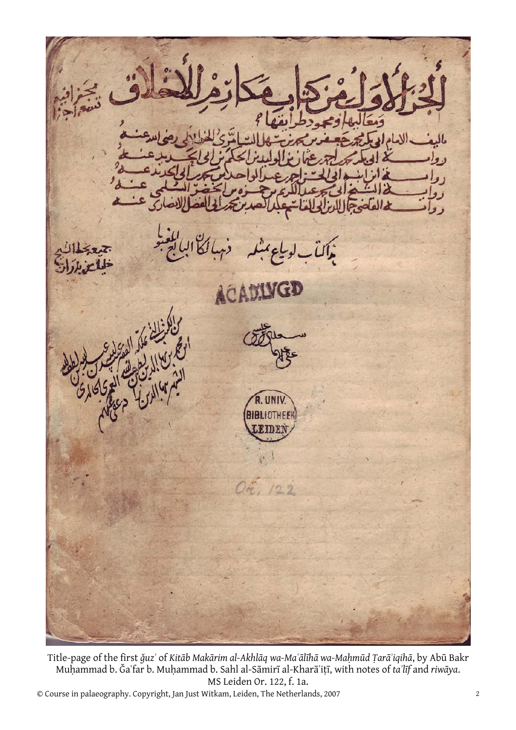الجزء الأول من كتاب مكارم الأخلاق

ومعاليها ومحمود طرائقها

تأليف الامام ابي بكر محمد بن جعفر بن محمد بن سهل السامري الخرائطي رضي الله عنه

رواية ابي بكر محمد بن احمد بن عثمان بن الوليد بن الحكم بن ابي الحديد عنه

رواية ابن ابنه ابي الحسن احمد بن عبد الواحد بن محمد بن ابي الحديد عنه

رواية الشيخ ابي محمد عبد الكريم بن حمزة بن الخضر السلمي عنه

رواية القاضي جمال الدين ابي القاسم عبد الصمد بن محمد بن ابي الفضل الانصاري عنه

مجزا فيه تسعة اجزا

هذا كتاب لو يباع بمثله ذهبا لكان البائع المغبونا

ACAD.LVGD

R. UNIV. BIBLIOTHEEK LEIDEN

Or. 122

Title-page of the first *ǧuzʾ* of *Kitāb Makārim al-Akhlāq wa-Maʿālīhā wa-Maḥmūd Ṭarāʾiqihā*, by Abū Bakr Muḥammad b. Ǧaʿfar b. Muḥammad b. Sahl al-Sāmirī al-Kharāʾiṭī, with notes of *taʾlīf* and *riwāya*. MS Leiden Or. 122, f. 1a.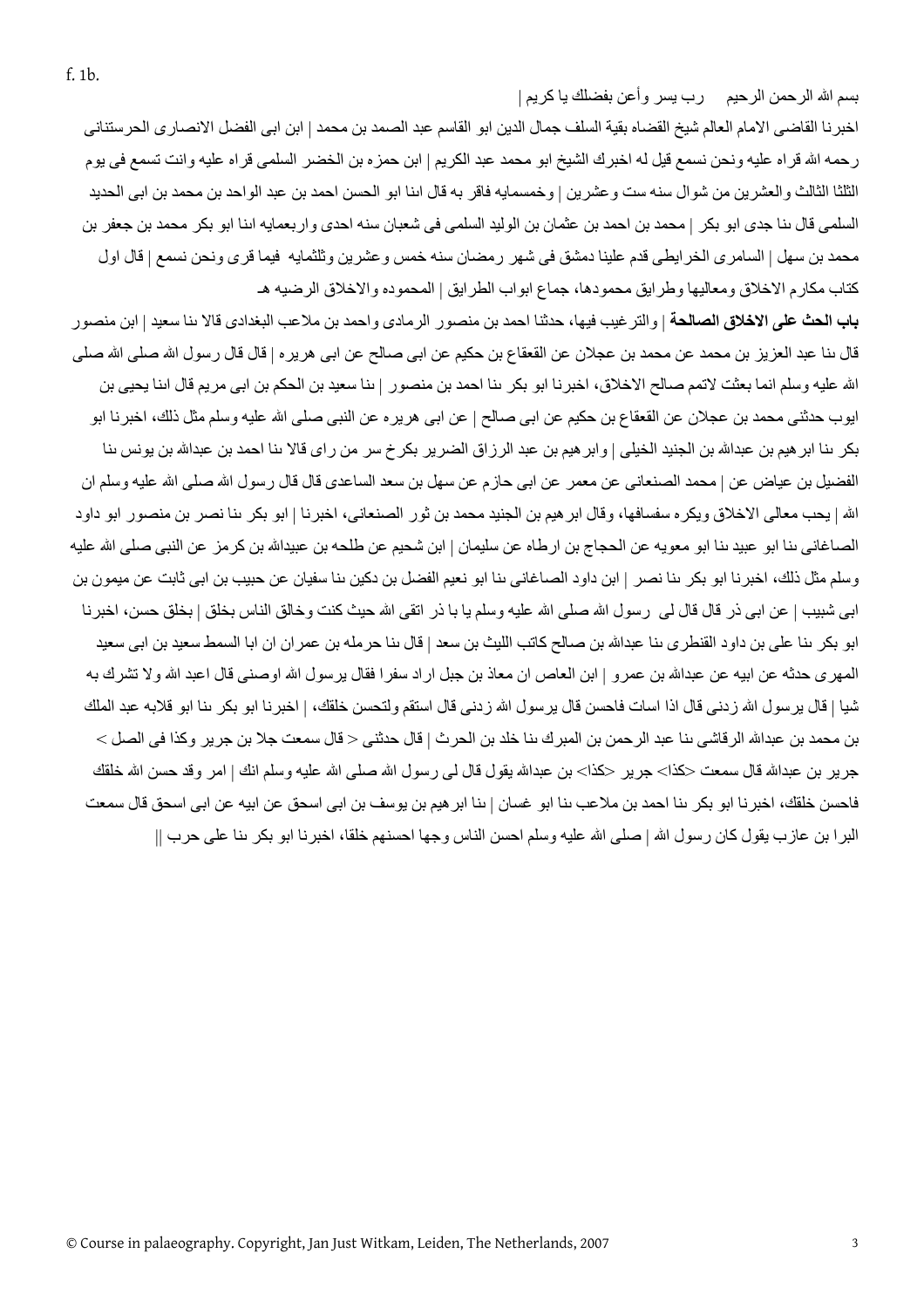f. 1b.

بسم الله الرحمن الرحيم     رب يسر وأعن بفضلك يا كريم |

اخبرنا القاضى الامام العالم شيخ القضاه بقية السلف جمال الدين ابو القاسم عبد الصمد بن محمد | ابن ابى الفضل الانصارى الحرستانى رحمه الله قراه عليه ونحن نسمع قيل له اخبرك الشيخ ابو محمد عبد الكريم | ابن حمزه بن الخضر السلمى قراه عليه وانت تسمع فى يوم الثلثا الثالث والعشرين من شوال سنه ست وعشرين | وخمسمايه فاقر به قال انا ابو الحسن احمد بن عبد الواحد بن محمد بن ابى الحديد السلمى قال نا جدى ابو بكر | محمد بن احمد بن عثمان بن الوليد السلمى فى شعبان سنه احدى واربعمايه انا ابو بكر محمد بن جعفر بن محمد بن سهل | السامرى الخرايطى قدم علينا دمشق فى شهر رمضان سنه خمس وعشرين وثلثمايه  فيما قرى ونحن نسمع | قال اول كتاب مكارم الاخلاق ومعاليها وطرايق محمودها، جماع ابواب الطرايق | المحموده والاخلاق الرضيه هـ

**باب الحث على الاخلاق الصالحة** | والترغيب فيها، حدثنا احمد بن منصور الرمادى واحمد بن ملاعب البغدادى قالا نا سعيد | ابن منصور قال نا عبد العزيز بن محمد عن محمد بن عجلان عن القعقاع بن حكيم عن ابى صالح عن ابى هريره | قال قال رسول الله صلى الله عليه وسلم انما بعثت لاتمم صالح الاخلاق، اخبرنا ابو بكر نا احمد بن منصور | نا سعيد بن الحكم بن ابى مريم قال انا يحيى بن ايوب حدثنى محمد بن عجلان عن القعقاع بن حكيم عن ابى صالح | عن ابى هريره عن النبى صلى الله عليه وسلم مثل ذلك، اخبرنا ابو بكر نا ابرهيم بن عبدالله بن الجنيد الخيلى | وابرهيم بن عبد الرزاق الضرير بكرخ سر من راى قالا نا احمد بن عبدالله بن يونس نا الفضيل بن عياض عن | محمد الصنعانى عن معمر عن ابى حازم عن سهل بن سعد الساعدى قال قال رسول الله صلى الله عليه وسلم ان الله | يحب معالى الاخلاق ويكره سفسافها، وقال ابرهيم بن الجنيد محمد بن ثور الصنعانى، اخبرنا | ابو بكر نا نصر بن منصور ابو داود الصاغانى نا ابو عبيد نا ابو معويه عن الحجاج بن ارطاه عن سليمان | ابن شحيم عن طلحه بن عبيدالله بن كرمز عن النبى صلى الله عليه وسلم مثل ذلك، اخبرنا ابو بكر نا نصر | ابن داود الصاغانى نا ابو نعيم الفضل بن دكين نا سفيان عن حبيب بن ابى ثابت عن ميمون بن ابى شبيب | عن ابى ذر قال قال لى  رسول الله صلى الله عليه وسلم يا با ذر اتقى الله حيث كنت وخالق الناس بخلق | بخلق حسن، اخبرنا ابو بكر نا على بن داود القنطرى نا عبدالله بن صالح كاتب الليث بن سعد | قال نا حرمله بن عمران ان ابا السمط سعيد بن ابى سعيد المهرى حدثه عن ابيه عن عبدالله بن عمرو | ابن العاص ان معاذ بن جبل اراد سفرا فقال يرسول الله اوصنى قال اعبد الله ولا تشرك به شيا | قال يرسول الله زدنى قال اذا اسات فاحسن قال يرسول الله زدنى قال استقم ولتحسن خلقك، | اخبرنا ابو بكر نا ابو قلابه عبد الملك بن محمد بن عبدالله الرقاشى نا عبد الرحمن بن المبرك نا خلد بن الحرث | قال حدثنى < قال سمعت جلا بن جرير وكذا فى الصل > جرير بن عبدالله قال سمعت <كذا> جرير <كذا> بن عبدالله يقول قال لى رسول الله صلى الله عليه وسلم انك | امر وقد حسن الله خلقك فاحسن خلقك، اخبرنا ابو بكر نا احمد بن ملاعب نا ابو غسان | نا ابرهيم بن يوسف بن ابى اسحق عن ابيه عن ابى اسحق قال سمعت البرا بن عازب يقول كان رسول الله | صلى الله عليه وسلم احسن الناس وجها احسنهم خلقا، اخبرنا ابو بكر نا على حرب ||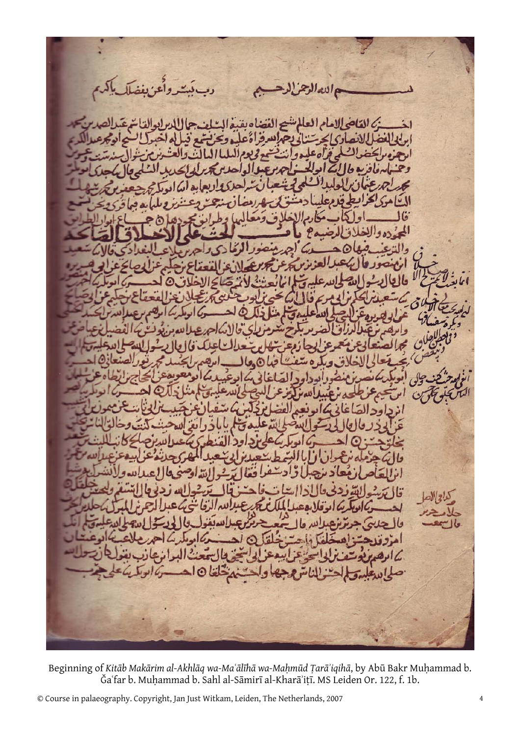Beginning of *Kitāb Makārim al-Akhlāq wa-Maʿālīhā wa-Maḥmūd Ṭarāʾiqihā*, by Abū Bakr Muḥammad b. Ǧaʿfar b. Muḥammad b. Sahl al-Sāmirī al-Kharāʾiṭī. MS Leiden Or. 122, f. 1b.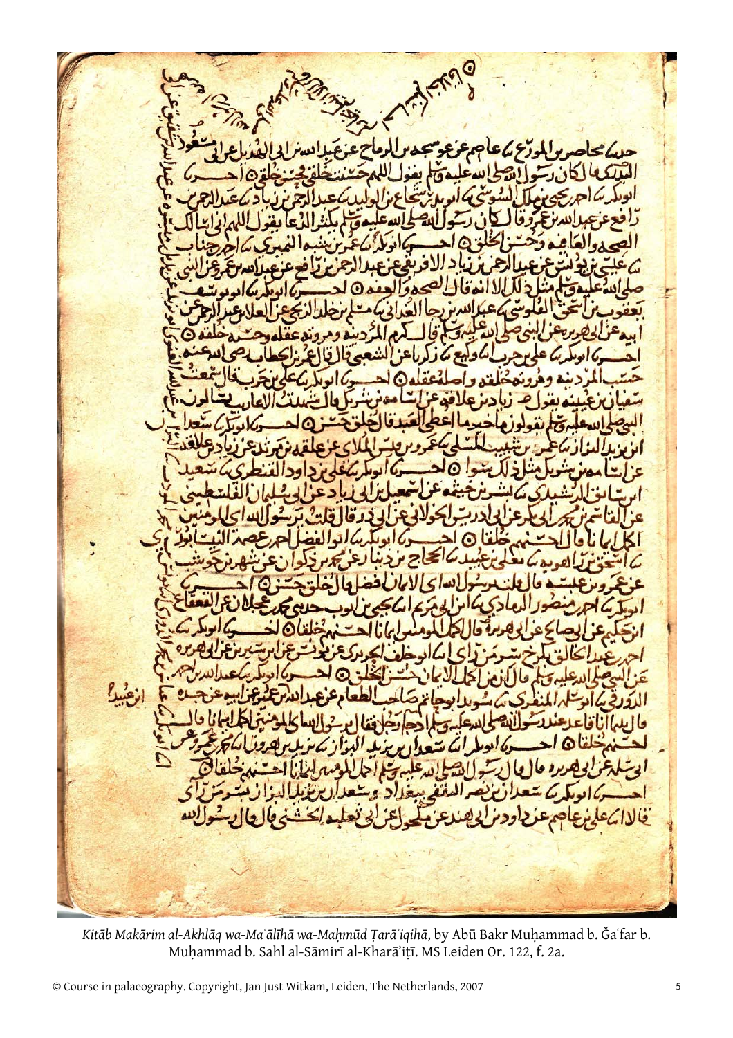*Kitāb Makārim al-Akhlāq wa-Maʿālīhā wa-Maḥmūd Ṭarāʾiqihā*, by Abū Bakr Muḥammad b. Ǧaʿfar b. Muḥammad b. Sahl al-Sāmirī al-Kharāʾiṭī. MS Leiden Or. 122, f. 2a.